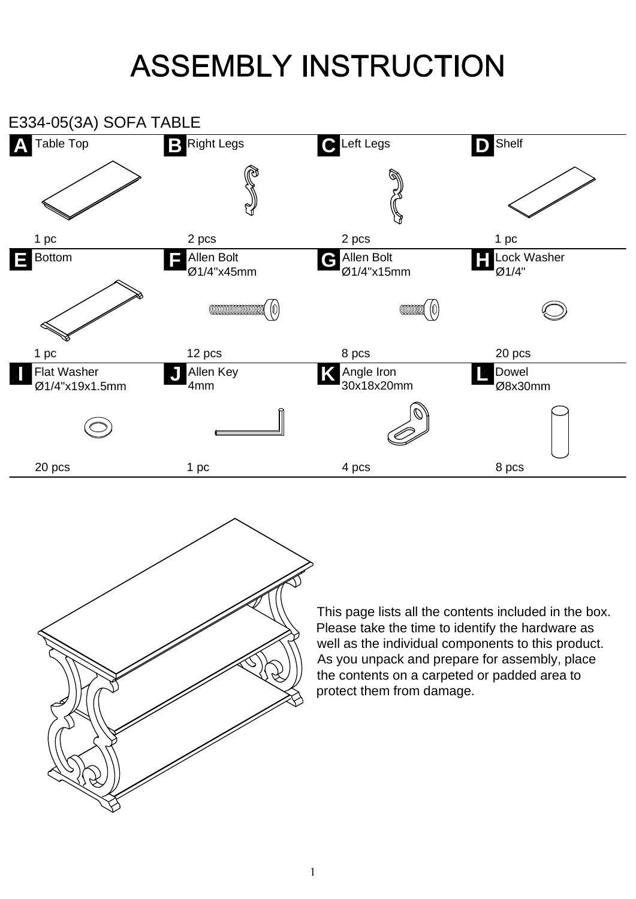# ASSEMBLY INSTRUCTION

## E334-05(3A) SOFA TABLE

| Part | Description | Quantity |
|---|---|---|
| A | Table Top | 1 pc |
| B | Right Legs | 2 pcs |
| C | Left Legs | 2 pcs |
| D | Shelf | 1 pc |
| E | Bottom | 1 pc |
| F | Allen Bolt Ø1/4"x45mm | 12 pcs |
| G | Allen Bolt Ø1/4"x15mm | 8 pcs |
| H | Lock Washer Ø1/4" | 20 pcs |
| I | Flat Washer Ø1/4"x19x1.5mm | 20 pcs |
| J | Allen Key 4mm | 1 pc |
| K | Angle Iron 30x18x20mm | 4 pcs |
| L | Dowel Ø8x30mm | 8 pcs |

This page lists all the contents included in the box. Please take the time to identify the hardware as well as the individual components to this product. As you unpack and prepare for assembly, place the contents on a carpeted or padded area to protect them from damage.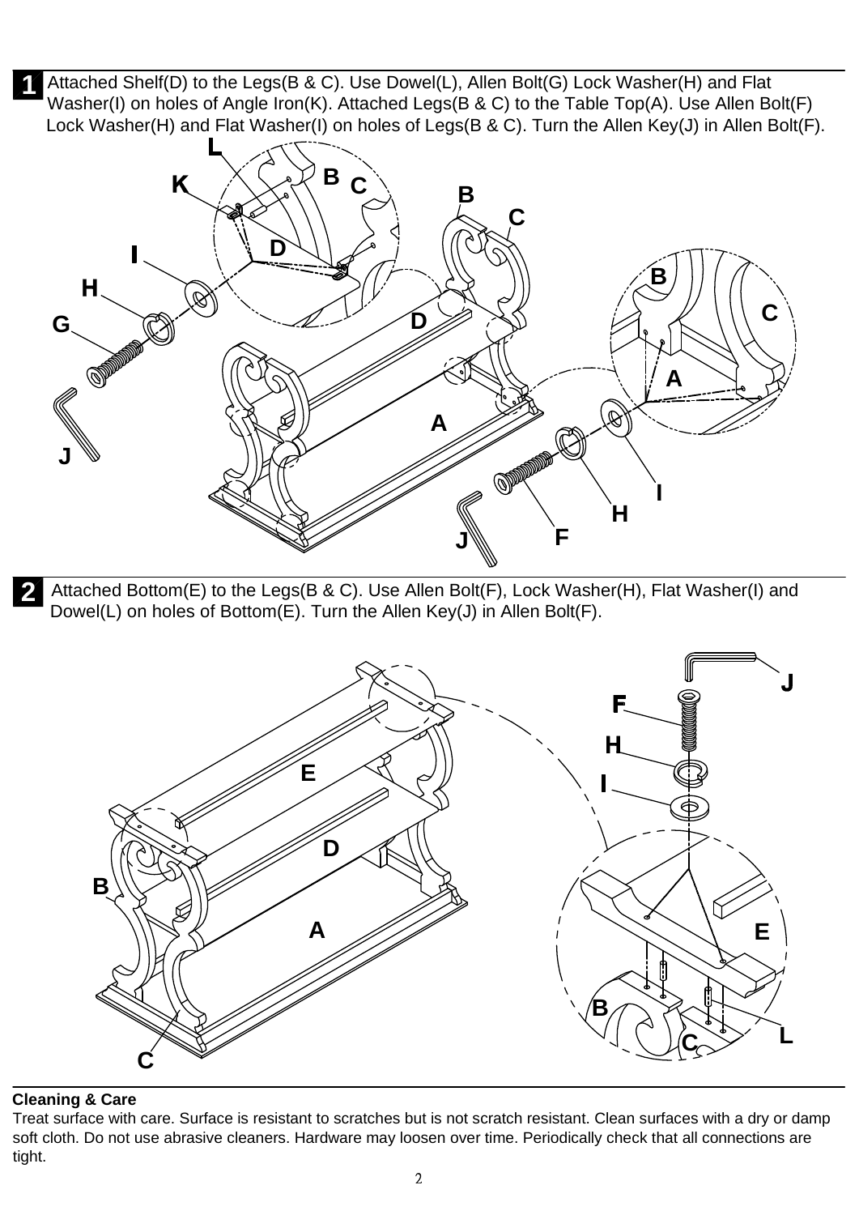**1** Attached Shelf(D) to the Legs(B & C). Use Dowel(L), Allen Bolt(G) Lock Washer(H) and Flat Washer(I) on holes of Angle Iron(K). Attached Legs(B & C) to the Table Top(A). Use Allen Bolt(F) Lock Washer(H) and Flat Washer(I) on holes of Legs(B & C). Turn the Allen Key(J) in Allen Bolt(F).

L
K
B
C
B
C
I
D
H
B
G
D
C
A
A
J
I
H
J
F

**2** Attached Bottom(E) to the Legs(B & C). Use Allen Bolt(F), Lock Washer(H), Flat Washer(I) and Dowel(L) on holes of Bottom(E). Turn the Allen Key(J) in Allen Bolt(F).

J
F
H
E
I
D
B
A
E
B
L
C
C

**Cleaning & Care**

Treat surface with care. Surface is resistant to scratches but is not scratch resistant. Clean surfaces with a dry or damp soft cloth. Do not use abrasive cleaners. Hardware may loosen over time. Periodically check that all connections are tight.